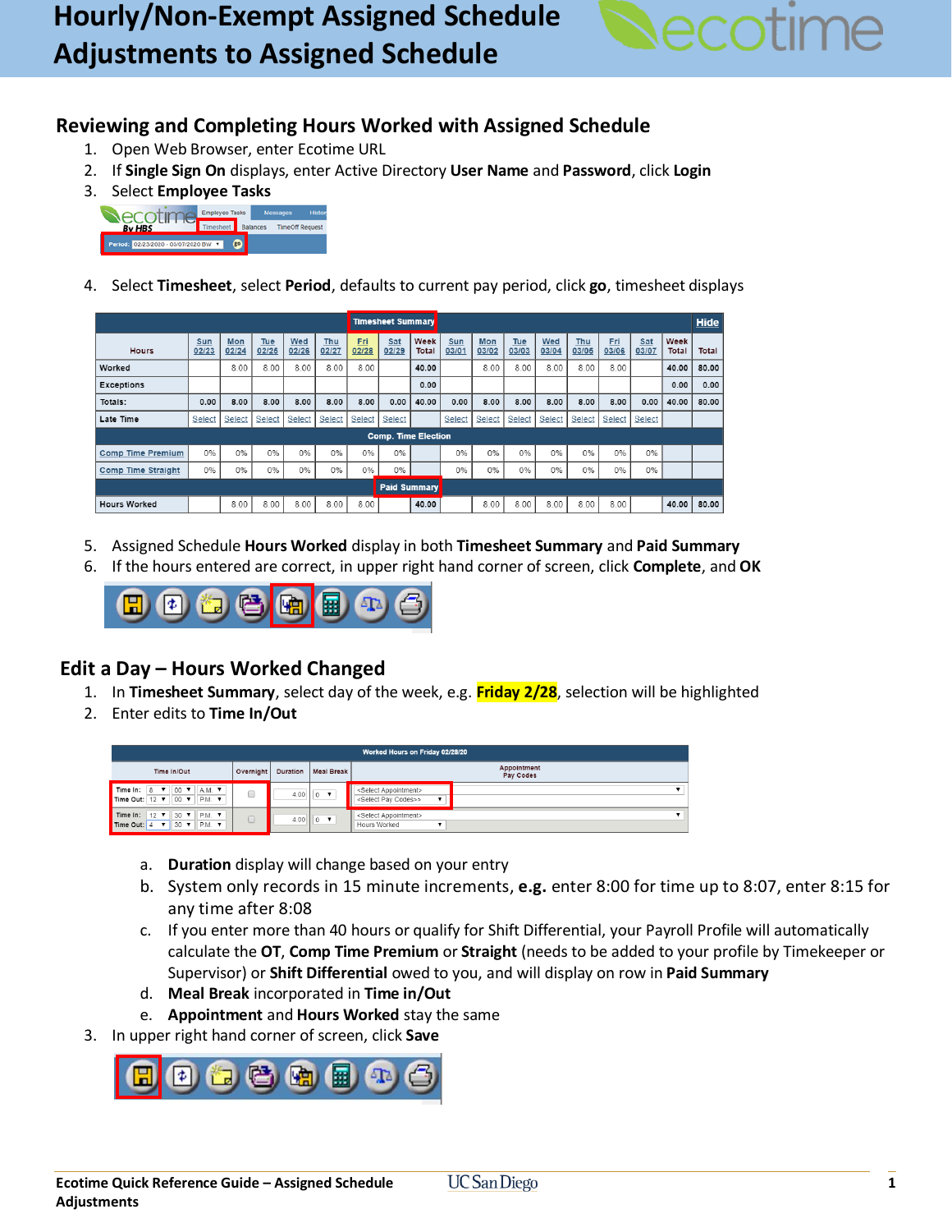# Hourly/Non-Exempt Assigned Schedule Adjustments to Assigned Schedule

## Reviewing and Completing Hours Worked with Assigned Schedule

1. Open Web Browser, enter Ecotime URL
2. If **Single Sign On** displays, enter Active Directory **User Name** and **Password**, click **Login**
3. Select **Employee Tasks**
4. Select **Timesheet**, select **Period**, defaults to current pay period, click **go**, timesheet displays

| Hours | Sun 02/23 | Mon 02/24 | Tue 02/25 | Wed 02/26 | Thu 02/27 | Fri 02/28 | Sat 02/29 | Week Total | Sun 03/01 | Mon 03/02 | Tue 03/03 | Wed 03/04 | Thu 03/05 | Fri 03/06 | Sat 03/07 | Week Total | Total |
|---|---|---|---|---|---|---|---|---|---|---|---|---|---|---|---|---|---|
| Worked | | 8.00 | 8.00 | 8.00 | 8.00 | 8.00 | | 40.00 | | 8.00 | 8.00 | 8.00 | 8.00 | 8.00 | | 40.00 | 80.00 |
| Exceptions | | | | | | | | 0.00 | | | | | | | | 0.00 | 0.00 |
| Totals: | 0.00 | 8.00 | 8.00 | 8.00 | 8.00 | 8.00 | 0.00 | 40.00 | 0.00 | 8.00 | 8.00 | 8.00 | 8.00 | 8.00 | 0.00 | 40.00 | 80.00 |
| Late Time | Select | Select | Select | Select | Select | Select | Select | | Select | Select | Select | Select | Select | Select | Select | | |
| **Comp. Time Election** | | | | | | | | | | | | | | | | | |
| Comp Time Premium | 0% | 0% | 0% | 0% | 0% | 0% | 0% | | 0% | 0% | 0% | 0% | 0% | 0% | 0% | | |
| Comp Time Straight | 0% | 0% | 0% | 0% | 0% | 0% | 0% | | 0% | 0% | 0% | 0% | 0% | 0% | 0% | | |
| **Paid Summary** | | | | | | | | | | | | | | | | | |
| Hours Worked | | 8.00 | 8.00 | 8.00 | 8.00 | 8.00 | | 40.00 | | 8.00 | 8.00 | 8.00 | 8.00 | 8.00 | | 40.00 | 80.00 |

5. Assigned Schedule **Hours Worked** display in both **Timesheet Summary** and **Paid Summary**
6. If the hours entered are correct, in upper right hand corner of screen, click **Complete**, and **OK**

## Edit a Day – Hours Worked Changed

1. In **Timesheet Summary**, select day of the week, e.g. **Friday 2/28**, selection will be highlighted
2. Enter edits to **Time In/Out**

| Time In/Out | Overnight | Duration | Meal Break | Appointment / Pay Codes |
|---|---|---|---|---|
| Time In: 8 : 00 A.M. / Time Out: 12 : 00 P.M. | ☐ | 4.00 | 0 | <Select Appointment> / <Select Pay Codes>> |
| Time In: 12 : 30 P.M. / Time Out: 4 : 30 P.M. | ☐ | 4.00 | 0 | <Select Appointment> / Hours Worked |

   a. **Duration** display will change based on your entry
   b. System only records in 15 minute increments, **e.g.** enter 8:00 for time up to 8:07, enter 8:15 for any time after 8:08
   c. If you enter more than 40 hours or qualify for Shift Differential, your Payroll Profile will automatically calculate the **OT**, **Comp Time Premium** or **Straight** (needs to be added to your profile by Timekeeper or Supervisor) or **Shift Differential** owed to you, and will display on row in **Paid Summary**
   d. **Meal Break** incorporated in **Time in/Out**
   e. **Appointment** and **Hours Worked** stay the same
3. In upper right hand corner of screen, click **Save**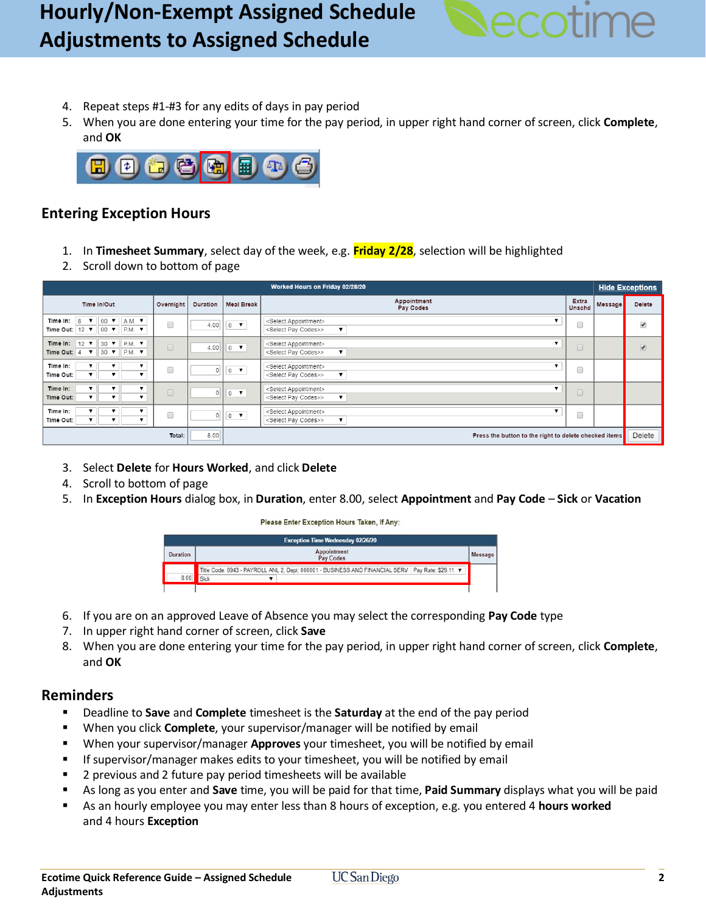4. Repeat steps #1-#3 for any edits of days in pay period
5. When you are done entering your time for the pay period, in upper right hand corner of screen, click **Complete**, and **OK**

## Entering Exception Hours

1. In **Timesheet Summary**, select day of the week, e.g. **Friday 2/28**, selection will be highlighted
2. Scroll down to bottom of page

3. Select **Delete** for **Hours Worked**, and click **Delete**
4. Scroll to bottom of page
5. In **Exception Hours** dialog box, in **Duration**, enter 8.00, select **Appointment** and **Pay Code** – **Sick** or **Vacation**

6. If you are on an approved Leave of Absence you may select the corresponding **Pay Code** type
7. In upper right hand corner of screen, click **Save**
8. When you are done entering your time for the pay period, in upper right hand corner of screen, click **Complete**, and **OK**

## Reminders

- Deadline to **Save** and **Complete** timesheet is the **Saturday** at the end of the pay period
- When you click **Complete**, your supervisor/manager will be notified by email
- When your supervisor/manager **Approves** your timesheet, you will be notified by email
- If supervisor/manager makes edits to your timesheet, you will be notified by email
- 2 previous and 2 future pay period timesheets will be available
- As long as you enter and **Save** time, you will be paid for that time, **Paid Summary** displays what you will be paid
- As an hourly employee you may enter less than 8 hours of exception, e.g. you entered 4 **hours worked** and 4 hours **Exception**